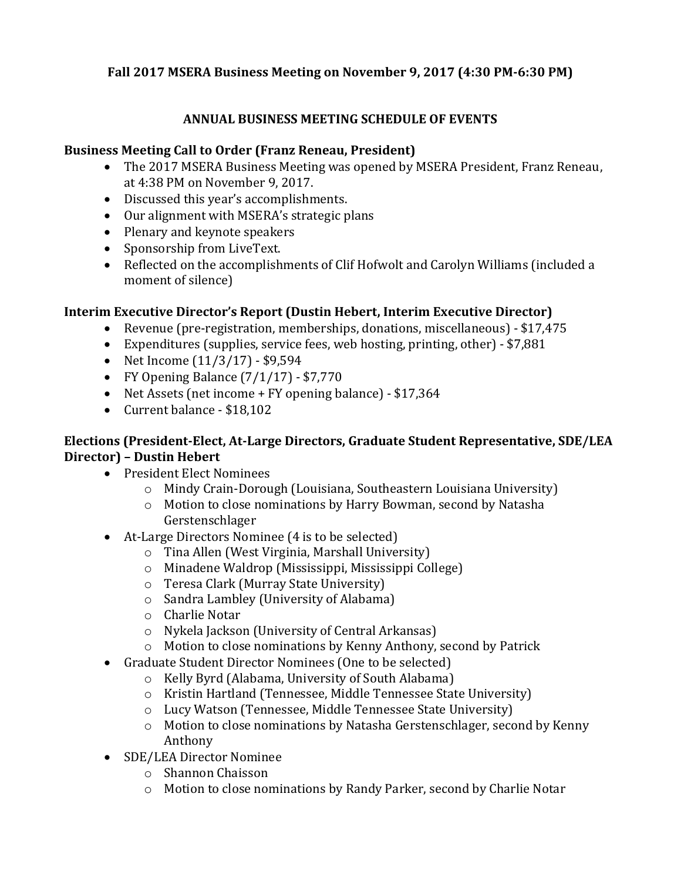# Fall 2017 MSERA Business Meeting on November 9, 2017 (4:30 PM-6:30 PM)

## ANNUAL BUSINESS MEETING SCHEDULE OF EVENTS

### Business Meeting Call to Order (Franz Reneau, President)

- The 2017 MSERA Business Meeting was opened by MSERA President, Franz Reneau, at 4:38 PM on November 9, 2017.
- Discussed this year's accomplishments.
- Our alignment with MSERA's strategic plans
- Plenary and keynote speakers
- Sponsorship from LiveText.
- Reflected on the accomplishments of Clif Hofwolt and Carolyn Williams (included a moment of silence)

### Interim Executive Director's Report (Dustin Hebert, Interim Executive Director)

- Revenue (pre-registration, memberships, donations, miscellaneous) - $17,475
- Expenditures (supplies, service fees, web hosting, printing, other) - $7,881
- Net Income (11/3/17) - $9,594
- FY Opening Balance (7/1/17) - $7,770
- Net Assets (net income + FY opening balance) - $17,364
- Current balance - $18,102

### Elections (President-Elect, At-Large Directors, Graduate Student Representative, SDE/LEA Director) – Dustin Hebert

- President Elect Nominees
  - Mindy Crain-Dorough (Louisiana, Southeastern Louisiana University)
  - Motion to close nominations by Harry Bowman, second by Natasha Gerstenschlager
- At-Large Directors Nominee (4 is to be selected)
  - Tina Allen (West Virginia, Marshall University)
  - Minadene Waldrop (Mississippi, Mississippi College)
  - Teresa Clark (Murray State University)
  - Sandra Lambley (University of Alabama)
  - Charlie Notar
  - Nykela Jackson (University of Central Arkansas)
  - Motion to close nominations by Kenny Anthony, second by Patrick
- Graduate Student Director Nominees (One to be selected)
  - Kelly Byrd (Alabama, University of South Alabama)
  - Kristin Hartland (Tennessee, Middle Tennessee State University)
  - Lucy Watson (Tennessee, Middle Tennessee State University)
  - Motion to close nominations by Natasha Gerstenschlager, second by Kenny Anthony
- SDE/LEA Director Nominee
  - Shannon Chaisson
  - Motion to close nominations by Randy Parker, second by Charlie Notar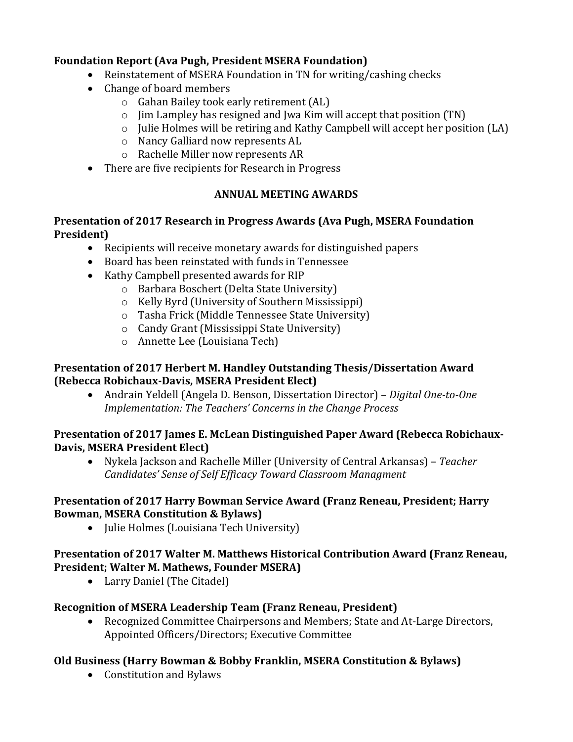**Foundation Report (Ava Pugh, President MSERA Foundation)**

- Reinstatement of MSERA Foundation in TN for writing/cashing checks
- Change of board members
    - Gahan Bailey took early retirement (AL)
    - Jim Lampley has resigned and Jwa Kim will accept that position (TN)
    - Julie Holmes will be retiring and Kathy Campbell will accept her position (LA)
    - Nancy Galliard now represents AL
    - Rachelle Miller now represents AR
- There are five recipients for Research in Progress

## ANNUAL MEETING AWARDS

**Presentation of 2017 Research in Progress Awards (Ava Pugh, MSERA Foundation President)**

- Recipients will receive monetary awards for distinguished papers
- Board has been reinstated with funds in Tennessee
- Kathy Campbell presented awards for RIP
    - Barbara Boschert (Delta State University)
    - Kelly Byrd (University of Southern Mississippi)
    - Tasha Frick (Middle Tennessee State University)
    - Candy Grant (Mississippi State University)
    - Annette Lee (Louisiana Tech)

**Presentation of 2017 Herbert M. Handley Outstanding Thesis/Dissertation Award (Rebecca Robichaux-Davis, MSERA President Elect)**

- Andrain Yeldell (Angela D. Benson, Dissertation Director) – *Digital One-to-One Implementation: The Teachers' Concerns in the Change Process*

**Presentation of 2017 James E. McLean Distinguished Paper Award (Rebecca Robichaux-Davis, MSERA President Elect)**

- Nykela Jackson and Rachelle Miller (University of Central Arkansas) – *Teacher Candidates' Sense of Self Efficacy Toward Classroom Managment*

**Presentation of 2017 Harry Bowman Service Award (Franz Reneau, President; Harry Bowman, MSERA Constitution & Bylaws)**

- Julie Holmes (Louisiana Tech University)

**Presentation of 2017 Walter M. Matthews Historical Contribution Award (Franz Reneau, President; Walter M. Mathews, Founder MSERA)**

- Larry Daniel (The Citadel)

**Recognition of MSERA Leadership Team (Franz Reneau, President)**

- Recognized Committee Chairpersons and Members; State and At-Large Directors, Appointed Officers/Directors; Executive Committee

**Old Business (Harry Bowman & Bobby Franklin, MSERA Constitution & Bylaws)**

- Constitution and Bylaws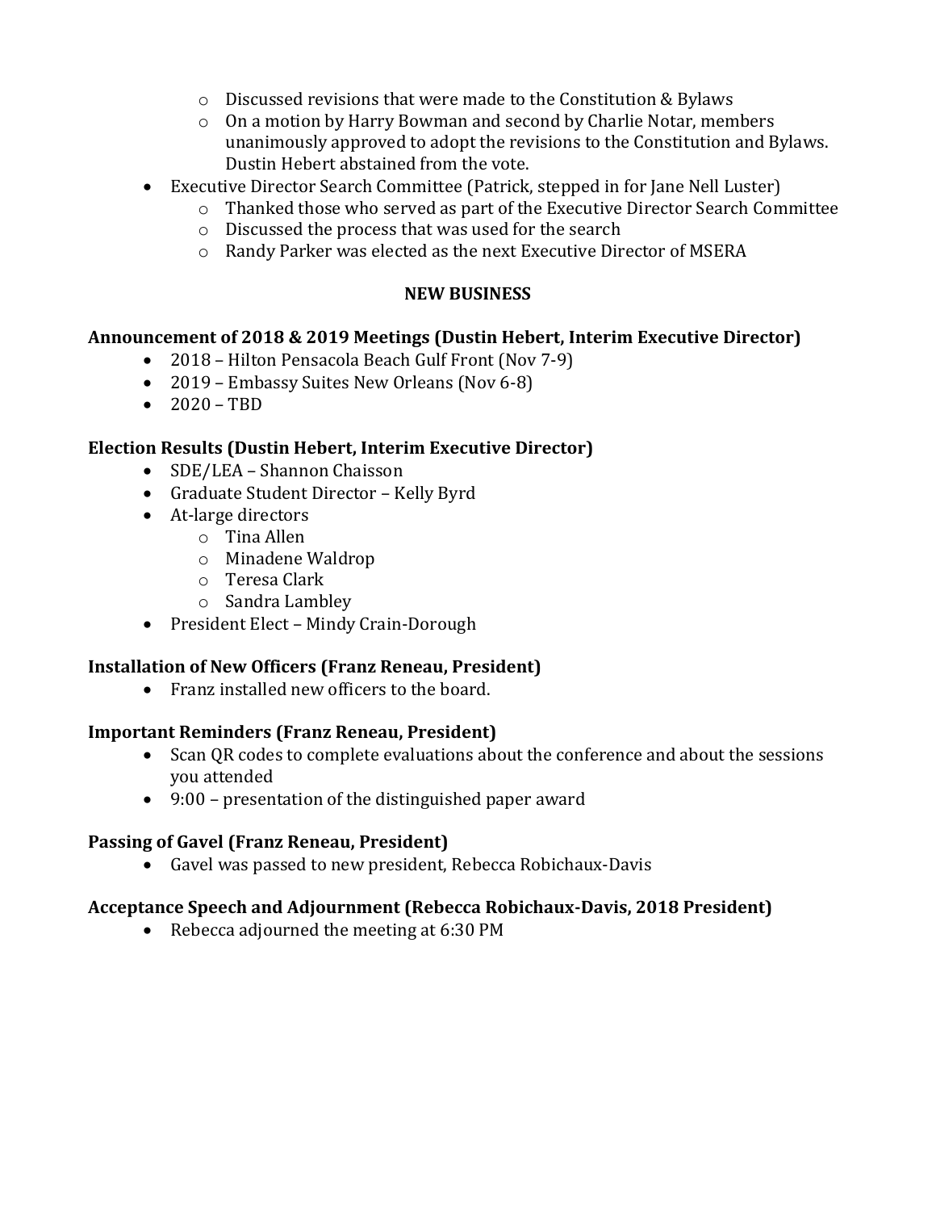- Discussed revisions that were made to the Constitution & Bylaws
  - On a motion by Harry Bowman and second by Charlie Notar, members unanimously approved to adopt the revisions to the Constitution and Bylaws. Dustin Hebert abstained from the vote.
- Executive Director Search Committee (Patrick, stepped in for Jane Nell Luster)
  - Thanked those who served as part of the Executive Director Search Committee
  - Discussed the process that was used for the search
  - Randy Parker was elected as the next Executive Director of MSERA

## NEW BUSINESS

**Announcement of 2018 & 2019 Meetings (Dustin Hebert, Interim Executive Director)**

- 2018 – Hilton Pensacola Beach Gulf Front (Nov 7-9)
- 2019 – Embassy Suites New Orleans (Nov 6-8)
- 2020 – TBD

**Election Results (Dustin Hebert, Interim Executive Director)**

- SDE/LEA – Shannon Chaisson
- Graduate Student Director – Kelly Byrd
- At-large directors
  - Tina Allen
  - Minadene Waldrop
  - Teresa Clark
  - Sandra Lambley
- President Elect – Mindy Crain-Dorough

**Installation of New Officers (Franz Reneau, President)**

- Franz installed new officers to the board.

**Important Reminders (Franz Reneau, President)**

- Scan QR codes to complete evaluations about the conference and about the sessions you attended
- 9:00 – presentation of the distinguished paper award

**Passing of Gavel (Franz Reneau, President)**

- Gavel was passed to new president, Rebecca Robichaux-Davis

**Acceptance Speech and Adjournment (Rebecca Robichaux-Davis, 2018 President)**

- Rebecca adjourned the meeting at 6:30 PM